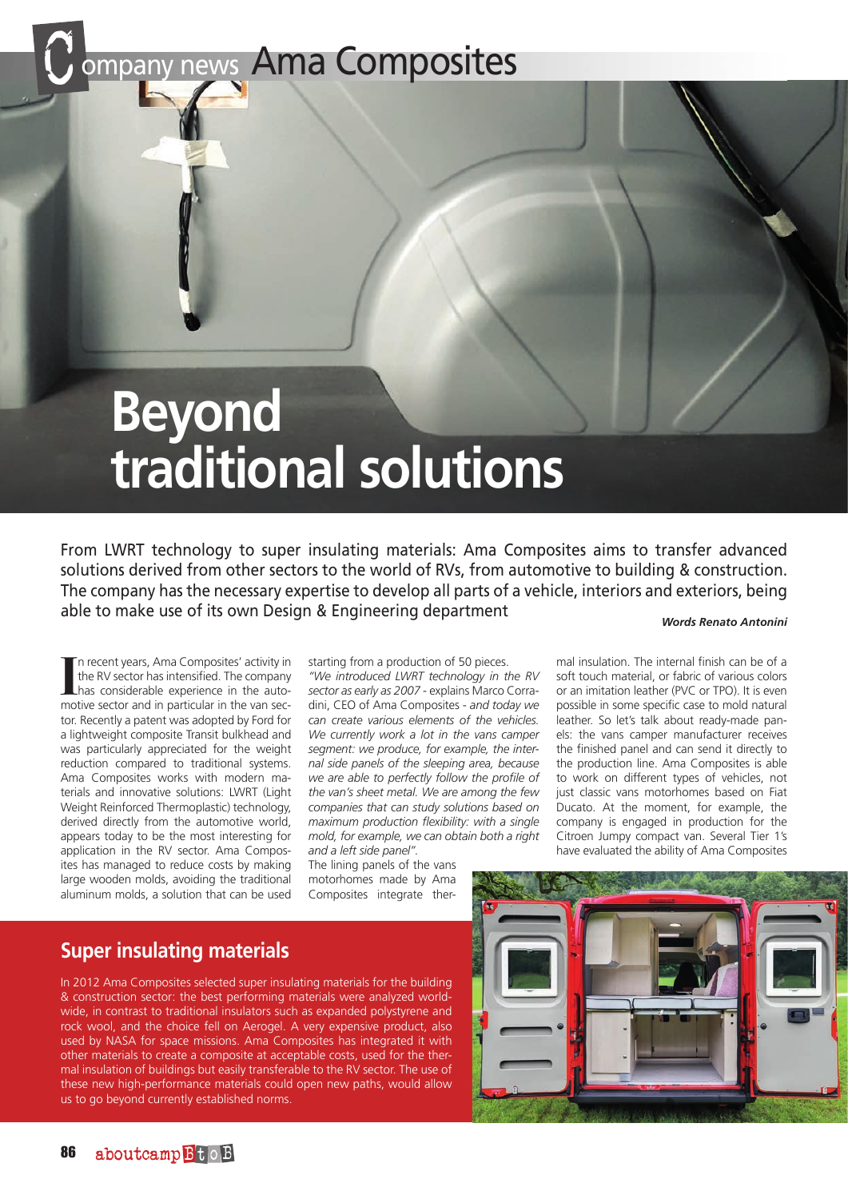# Company news Ama Composites

# Beyond traditional solutions

From LWRT technology to super insulating materials: Ama Composites aims to transfer advanced solutions derived from other sectors to the world of RVs, from automotive to building & construction. The company has the necessary expertise to develop all parts of a vehicle, interiors and exteriors, being able to make use of its own Design & Engineering department

***Words Renato Antonini***

In recent years, Ama Composites' activity in the RV sector has intensified. The company has considerable experience in the automotive sector and in particular in the van sector. Recently a patent was adopted by Ford for a lightweight composite Transit bulkhead and was particularly appreciated for the weight reduction compared to traditional systems. Ama Composites works with modern materials and innovative solutions: LWRT (Light Weight Reinforced Thermoplastic) technology, derived directly from the automotive world, appears today to be the most interesting for application in the RV sector. Ama Composites has managed to reduce costs by making large wooden molds, avoiding the traditional aluminum molds, a solution that can be used starting from a production of 50 pieces.

*"We introduced LWRT technology in the RV sector as early as 2007* - explains Marco Corradini, CEO of Ama Composites - *and today we can create various elements of the vehicles. We currently work a lot in the vans camper segment: we produce, for example, the internal side panels of the sleeping area, because we are able to perfectly follow the profile of the van's sheet metal. We are among the few companies that can study solutions based on maximum production flexibility: with a single mold, for example, we can obtain both a right and a left side panel".*

The lining panels of the vans motorhomes made by Ama Composites integrate thermal insulation. The internal finish can be of a soft touch material, or fabric of various colors or an imitation leather (PVC or TPO). It is even possible in some specific case to mold natural leather. So let's talk about ready-made panels: the vans camper manufacturer receives the finished panel and can send it directly to the production line. Ama Composites is able to work on different types of vehicles, not just classic vans motorhomes based on Fiat Ducato. At the moment, for example, the company is engaged in production for the Citroen Jumpy compact van. Several Tier 1's have evaluated the ability of Ama Composites

## Super insulating materials

In 2012 Ama Composites selected super insulating materials for the building & construction sector: the best performing materials were analyzed worldwide, in contrast to traditional insulators such as expanded polystyrene and rock wool, and the choice fell on Aerogel. A very expensive product, also used by NASA for space missions. Ama Composites has integrated it with other materials to create a composite at acceptable costs, used for the thermal insulation of buildings but easily transferable to the RV sector. The use of these new high-performance materials could open new paths, would allow us to go beyond currently established norms.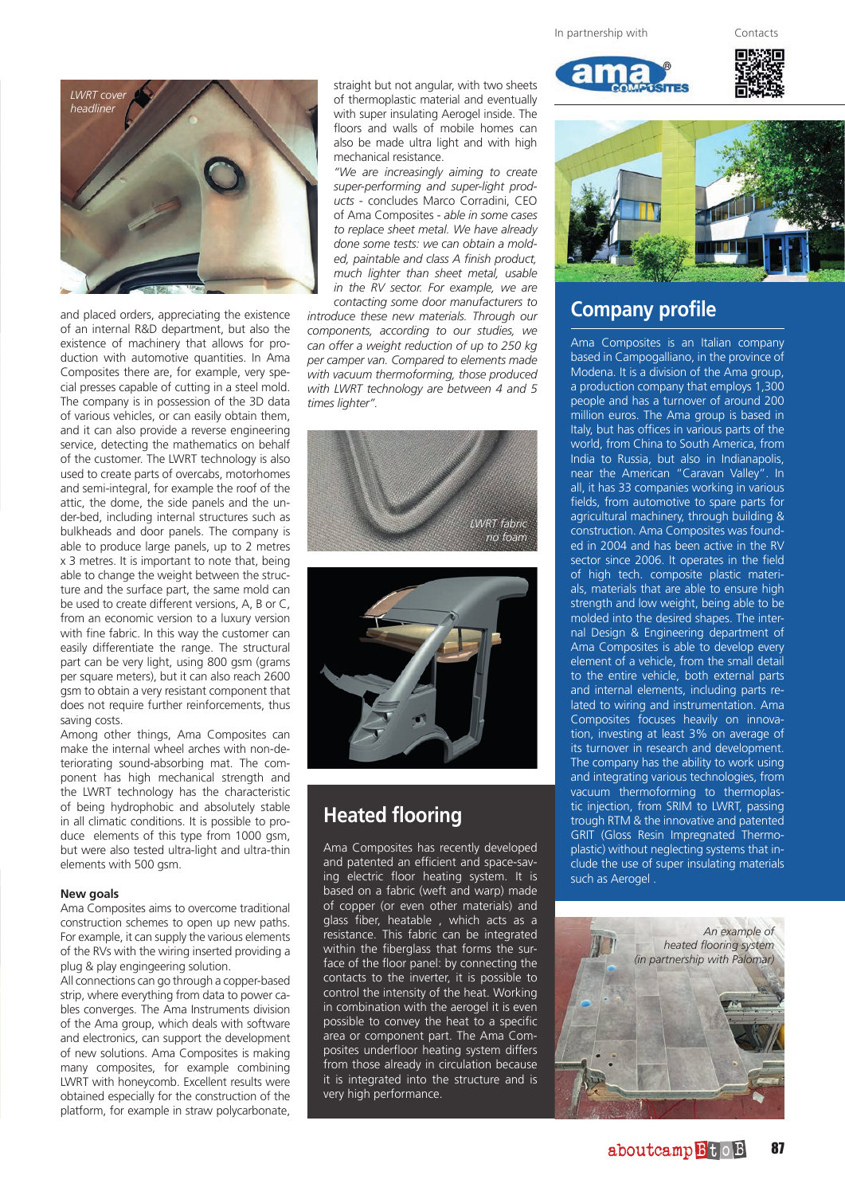LWRT cover headliner

and placed orders, appreciating the existence of an internal R&D department, but also the existence of machinery that allows for production with automotive quantities. In Ama Composites there are, for example, very special presses capable of cutting in a steel mold. The company is in possession of the 3D data of various vehicles, or can easily obtain them, and it can also provide a reverse engineering service, detecting the mathematics on behalf of the customer. The LWRT technology is also used to create parts of overcabs, motorhomes and semi-integral, for example the roof of the attic, the dome, the side panels and the under-bed, including internal structures such as bulkheads and door panels. The company is able to produce large panels, up to 2 metres x 3 metres. It is important to note that, being able to change the weight between the structure and the surface part, the same mold can be used to create different versions, A, B or C, from an economic version to a luxury version with fine fabric. In this way the customer can easily differentiate the range. The structural part can be very light, using 800 gsm (grams per square meters), but it can also reach 2600 gsm to obtain a very resistant component that does not require further reinforcements, thus saving costs.

Among other things, Ama Composites can make the internal wheel arches with non-deteriorating sound-absorbing mat. The component has high mechanical strength and the LWRT technology has the characteristic of being hydrophobic and absolutely stable in all climatic conditions. It is possible to produce elements of this type from 1000 gsm, but were also tested ultra-light and ultra-thin elements with 500 gsm.

**New goals**

Ama Composites aims to overcome traditional construction schemes to open up new paths. For example, it can supply the various elements of the RVs with the wiring inserted providing a plug & play enggineeging solution.

All connections can go through a copper-based strip, where everything from data to power cables converges. The Ama Instruments division of the Ama group, which deals with software and electronics, can support the development of new solutions. Ama Composites is making many composites, for example combining LWRT with honeycomb. Excellent results were obtained especially for the construction of the platform, for example in straw polycarbonate, straight but not angular, with two sheets of thermoplastic material and eventually with super insulating Aerogel inside. The floors and walls of mobile homes can also be made ultra light and with high mechanical resistance.

*"We are increasingly aiming to create super-performing and super-light products* - concludes Marco Corradini, CEO of Ama Composites - *able in some cases to replace sheet metal. We have already done some tests: we can obtain a molded, paintable and class A finish product, much lighter than sheet metal, usable in the RV sector. For example, we are contacting some door manufacturers to introduce these new materials. Through our components, according to our studies, we can offer a weight reduction of up to 250 kg per camper van. Compared to elements made with vacuum thermoforming, those produced with LWRT technology are between 4 and 5 times lighter".*

LWRT fabric no foam

## Heated flooring

Ama Composites has recently developed and patented an efficient and space-saving electric floor heating system. It is based on a fabric (weft and warp) made of copper (or even other materials) and glass fiber, heatable , which acts as a resistance. This fabric can be integrated within the fiberglass that forms the surface of the floor panel: by connecting the contacts to the inverter, it is possible to control the intensity of the heat. Working in combination with the aerogel it is even possible to convey the heat to a specific area or component part. The Ama Composites underfloor heating system differs from those already in circulation because it is integrated into the structure and is very high performance.

In partnership with

Contacts

## Company profile

Ama Composites is an Italian company based in Campogalliano, in the province of Modena. It is a division of the Ama group, a production company that employs 1,300 people and has a turnover of around 200 million euros. The Ama group is based in Italy, but has offices in various parts of the world, from China to South America, from India to Russia, but also in Indianapolis, near the American "Caravan Valley". In all, it has 33 companies working in various fields, from automotive to spare parts for agricultural machinery, through building & construction. Ama Composites was founded in 2004 and has been active in the RV sector since 2006. It operates in the field of high tech. composite plastic materials, materials that are able to ensure high strength and low weight, being able to be molded into the desired shapes. The internal Design & Engineering department of Ama Composites is able to develop every element of a vehicle, from the small detail to the entire vehicle, both external parts and internal elements, including parts related to wiring and instrumentation. Ama Composites focuses heavily on innovation, investing at least 3% on average of its turnover in research and development. The company has the ability to work using and integrating various technologies, from vacuum thermoforming to thermoplastic injection, from SRIM to LWRT, passing trough RTM & the innovative and patented GRIT (Gloss Resin Impregnated Thermoplastic) without neglecting systems that include the use of super insulating materials such as Aerogel .

*An example of heated flooring system (in partnership with Palomar)*